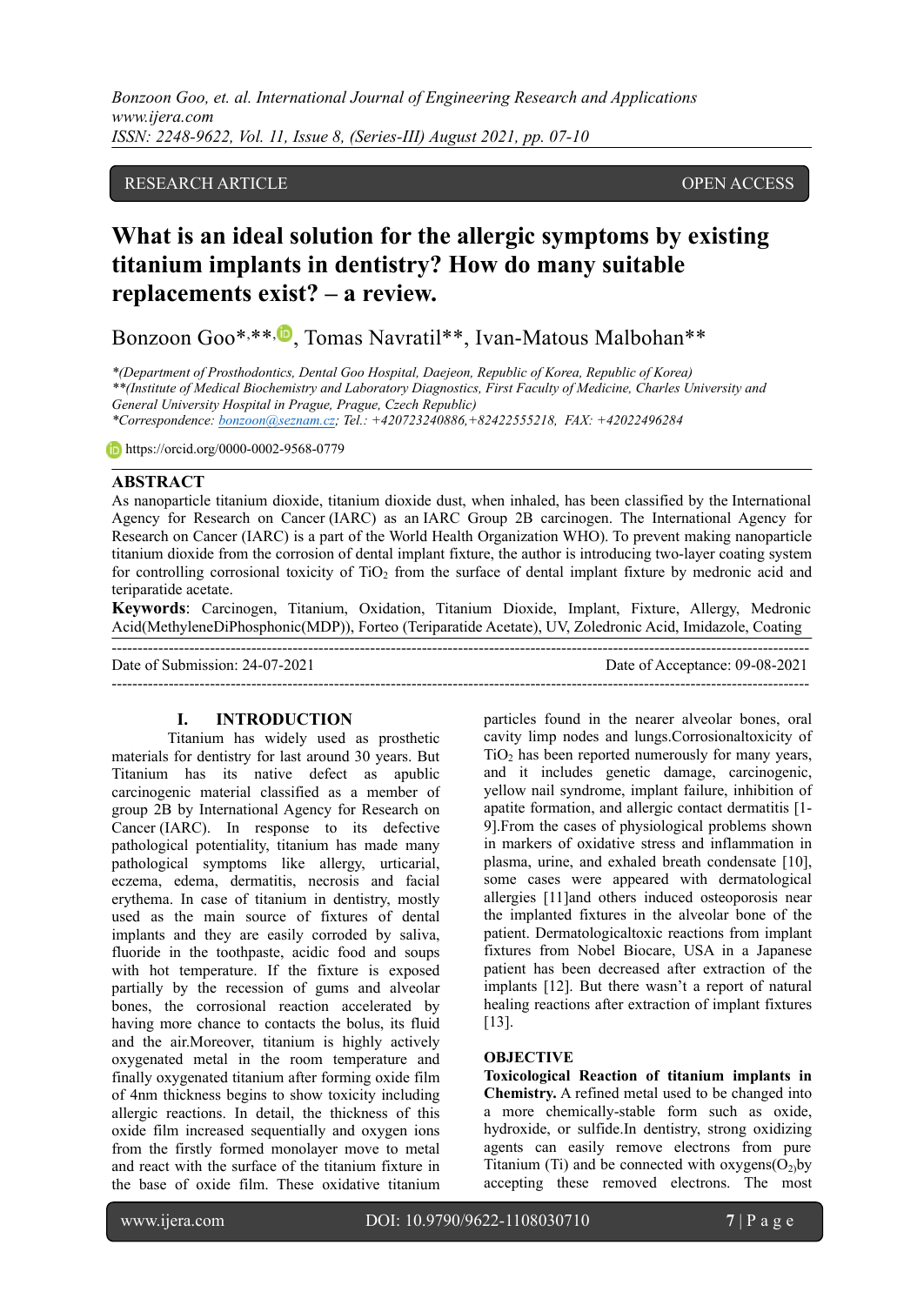RESEARCH ARTICLE OPEN ACCESS

# What is an ideal solution for the allergic symptoms by existing titanium implants in dentistry? How do many suitable replacements exist? – a review.

Bonzoon Goo*,**, Tomas Navratil**, Ivan-Matous Malbohan**

*\*(Department of Prosthodontics, Dental Goo Hospital, Daejeon, Republic of Korea, Republic of Korea)*
*\*\*(Institute of Medical Biochemistry and Laboratory Diagnostics, First Faculty of Medicine, Charles University and General University Hospital in Prague, Prague, Czech Republic)*
*\*Correspondence: bonzoon@seznam.cz; Tel.: +420723240886,+82422555218, FAX: +42022496284*

https://orcid.org/0000-0002-9568-0779

## ABSTRACT

As nanoparticle titanium dioxide, titanium dioxide dust, when inhaled, has been classified by the International Agency for Research on Cancer (IARC) as an IARC Group 2B carcinogen. The International Agency for Research on Cancer (IARC) is a part of the World Health Organization WHO). To prevent making nanoparticle titanium dioxide from the corrosion of dental implant fixture, the author is introducing two-layer coating system for controlling corrosional toxicity of $TiO_2$ from the surface of dental implant fixture by medronic acid and teriparatide acetate.

**Keywords**: Carcinogen, Titanium, Oxidation, Titanium Dioxide, Implant, Fixture, Allergy, Medronic Acid(MethyleneDiPhosphonic(MDP)), Forteo (Teriparatide Acetate), UV, Zoledronic Acid, Imidazole, Coating

Date of Submission: 24-07-2021 Date of Acceptance: 09-08-2021

## I. INTRODUCTION

Titanium has widely used as prosthetic materials for dentistry for last around 30 years. But Titanium has its native defect as apublic carcinogenic material classified as a member of group 2B by International Agency for Research on Cancer (IARC). In response to its defective pathological potentiality, titanium has made many pathological symptoms like allergy, urticarial, eczema, edema, dermatitis, necrosis and facial erythema. In case of titanium in dentistry, mostly used as the main source of fixtures of dental implants and they are easily corroded by saliva, fluoride in the toothpaste, acidic food and soups with hot temperature. If the fixture is exposed partially by the recession of gums and alveolar bones, the corrosional reaction accelerated by having more chance to contacts the bolus, its fluid and the air.Moreover, titanium is highly actively oxygenated metal in the room temperature and finally oxygenated titanium after forming oxide film of 4nm thickness begins to show toxicity including allergic reactions. In detail, the thickness of this oxide film increased sequentially and oxygen ions from the firstly formed monolayer move to metal and react with the surface of the titanium fixture in the base of oxide film. These oxidative titanium particles found in the nearer alveolar bones, oral cavity limp nodes and lungs.Corrosionaltoxicity of $TiO_2$ has been reported numerously for many years, and it includes genetic damage, carcinogenic, yellow nail syndrome, implant failure, inhibition of apatite formation, and allergic contact dermatitis [1-9].From the cases of physiological problems shown in markers of oxidative stress and inflammation in plasma, urine, and exhaled breath condensate [10], some cases were appeared with dermatological allergies [11]and others induced osteoporosis near the implanted fixtures in the alveolar bone of the patient. Dermatologicaltoxic reactions from implant fixtures from Nobel Biocare, USA in a Japanese patient has been decreased after extraction of the implants [12]. But there wasn't a report of natural healing reactions after extraction of implant fixtures [13].

## OBJECTIVE

**Toxicological Reaction of titanium implants in Chemistry.** A refined metal used to be changed into a more chemically-stable form such as oxide, hydroxide, or sulfide.In dentistry, strong oxidizing agents can easily remove electrons from pure Titanium (Ti) and be connected with oxygens($O_2$)by accepting these removed electrons. The most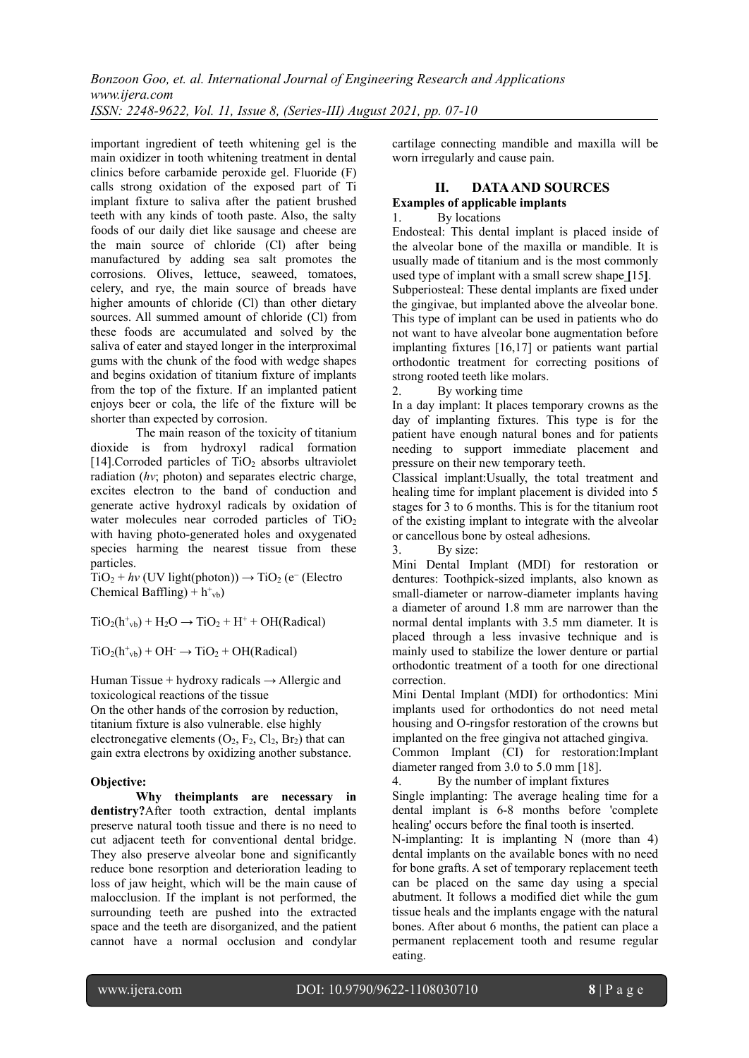important ingredient of teeth whitening gel is the main oxidizer in tooth whitening treatment in dental clinics before carbamide peroxide gel. Fluoride (F) calls strong oxidation of the exposed part of Ti implant fixture to saliva after the patient brushed teeth with any kinds of tooth paste. Also, the salty foods of our daily diet like sausage and cheese are the main source of chloride (Cl) after being manufactured by adding sea salt promotes the corrosions. Olives, lettuce, seaweed, tomatoes, celery, and rye, the main source of breads have higher amounts of chloride (Cl) than other dietary sources. All summed amount of chloride (Cl) from these foods are accumulated and solved by the saliva of eater and stayed longer in the interproximal gums with the chunk of the food with wedge shapes and begins oxidation of titanium fixture of implants from the top of the fixture. If an implanted patient enjoys beer or cola, the life of the fixture will be shorter than expected by corrosion.

The main reason of the toxicity of titanium dioxide is from hydroxyl radical formation [14].Corroded particles of $TiO_2$ absorbs ultraviolet radiation (*hv*; photon) and separates electric charge, excites electron to the band of conduction and generate active hydroxyl radicals by oxidation of water molecules near corroded particles of $TiO_2$ with having photo-generated holes and oxygenated species harming the nearest tissue from these particles.

$TiO_2 + hv$ (UV light(photon)) $\rightarrow TiO_2$ ($e^-$ (Electro Chemical Baffling) + $h^+_{vb}$)

$TiO_2(h^+_{vb}) + H_2O \rightarrow TiO_2 + H^+ + OH$(Radical)

$TiO_2(h^+_{vb}) + OH^- \rightarrow TiO_2 + OH$(Radical)

Human Tissue + hydroxy radicals → Allergic and toxicological reactions of the tissue

On the other hands of the corrosion by reduction, titanium fixture is also vulnerable. else highly electronegative elements ($O_2$, $F_2$, $Cl_2$, $Br_2$) that can gain extra electrons by oxidizing another substance.

**Objective:**

**Why theimplants are necessary in dentistry?**After tooth extraction, dental implants preserve natural tooth tissue and there is no need to cut adjacent teeth for conventional dental bridge. They also preserve alveolar bone and significantly reduce bone resorption and deterioration leading to loss of jaw height, which will be the main cause of malocclusion. If the implant is not performed, the surrounding teeth are pushed into the extracted space and the teeth are disorganized, and the patient cannot have a normal occlusion and condylar cartilage connecting mandible and maxilla will be worn irregularly and cause pain.

## II. DATA AND SOURCES

**Examples of applicable implants**

1. By locations

Endosteal: This dental implant is placed inside of the alveolar bone of the maxilla or mandible. It is usually made of titanium and is the most commonly used type of implant with a small screw shape [15].

Subperiosteal: These dental implants are fixed under the gingivae, but implanted above the alveolar bone. This type of implant can be used in patients who do not want to have alveolar bone augmentation before implanting fixtures [16,17] or patients want partial orthodontic treatment for correcting positions of strong rooted teeth like molars.

2. By working time

In a day implant: It places temporary crowns as the day of implanting fixtures. This type is for the patient have enough natural bones and for patients needing to support immediate placement and pressure on their new temporary teeth.

Classical implant:Usually, the total treatment and healing time for implant placement is divided into 5 stages for 3 to 6 months. This is for the titanium root of the existing implant to integrate with the alveolar or cancellous bone by osteal adhesions.

3. By size:

Mini Dental Implant (MDI) for restoration or dentures: Toothpick-sized implants, also known as small-diameter or narrow-diameter implants having a diameter of around 1.8 mm are narrower than the normal dental implants with 3.5 mm diameter. It is placed through a less invasive technique and is mainly used to stabilize the lower denture or partial orthodontic treatment of a tooth for one directional correction.

Mini Dental Implant (MDI) for orthodontics: Mini implants used for orthodontics do not need metal housing and O-ringsfor restoration of the crowns but implanted on the free gingiva not attached gingiva.

Common Implant (CI) for restoration:Implant diameter ranged from 3.0 to 5.0 mm [18].

4. By the number of implant fixtures

Single implanting: The average healing time for a dental implant is 6-8 months before 'complete healing' occurs before the final tooth is inserted.

N-implanting: It is implanting N (more than 4) dental implants on the available bones with no need for bone grafts. A set of temporary replacement teeth can be placed on the same day using a special abutment. It follows a modified diet while the gum tissue heals and the implants engage with the natural bones. After about 6 months, the patient can place a permanent replacement tooth and resume regular eating.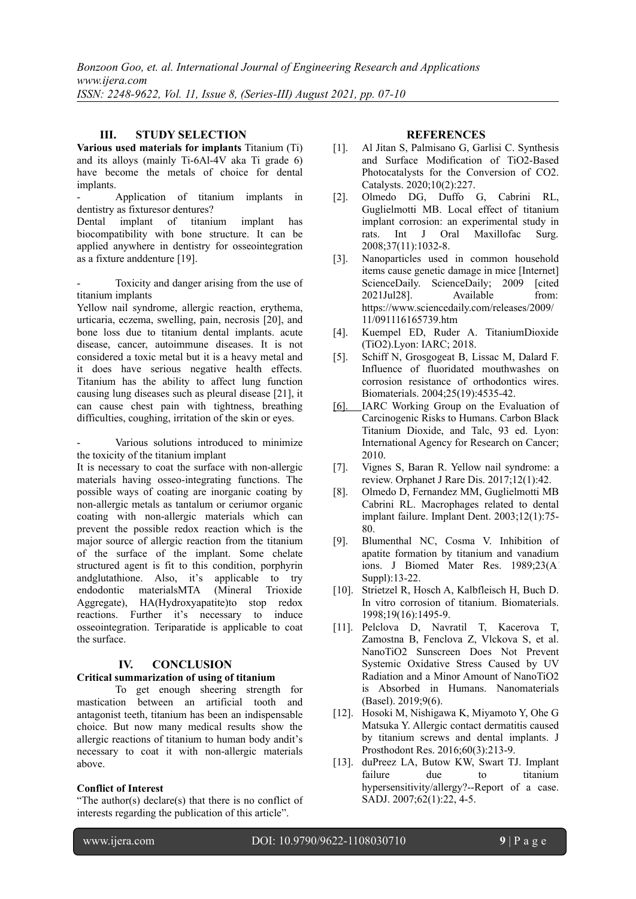## III. STUDY SELECTION

**Various used materials for implants** Titanium (Ti) and its alloys (mainly Ti-6Al-4V aka Ti grade 6) have become the metals of choice for dental implants.

- Application of titanium implants in dentistry as fixturesor dentures?

Dental implant of titanium implant has biocompatibility with bone structure. It can be applied anywhere in dentistry for osseointegration as a fixture anddenture [19].

- Toxicity and danger arising from the use of titanium implants

Yellow nail syndrome, allergic reaction, erythema, urticaria, eczema, swelling, pain, necrosis [20], and bone loss due to titanium dental implants. acute disease, cancer, autoimmune diseases. It is not considered a toxic metal but it is a heavy metal and it does have serious negative health effects. Titanium has the ability to affect lung function causing lung diseases such as pleural disease [21], it can cause chest pain with tightness, breathing difficulties, coughing, irritation of the skin or eyes.

- Various solutions introduced to minimize the toxicity of the titanium implant

It is necessary to coat the surface with non-allergic materials having osseo-integrating functions. The possible ways of coating are inorganic coating by non-allergic metals as tantalum or ceriumor organic coating with non-allergic materials which can prevent the possible redox reaction which is the major source of allergic reaction from the titanium of the surface of the implant. Some chelate structured agent is fit to this condition, porphyrin andglutathione. Also, it's applicable to try endodontic materialsMTA (Mineral Trioxide Aggregate), HA(Hydroxyapatite)to stop redox reactions. Further it's necessary to induce osseointegration. Teriparatide is applicable to coat the surface.

## IV. CONCLUSION

**Critical summarization of using of titanium**

To get enough sheering strength for mastication between an artificial tooth and antagonist teeth, titanium has been an indispensable choice. But now many medical results show the allergic reactions of titanium to human body andit's necessary to coat it with non-allergic materials above.

**Conflict of Interest**

"The author(s) declare(s) that there is no conflict of interests regarding the publication of this article".

## REFERENCES

[1]. Al Jitan S, Palmisano G, Garlisi C. Synthesis and Surface Modification of TiO2-Based Photocatalysts for the Conversion of CO2. Catalysts. 2020;10(2):227.

[2]. Olmedo DG, Duffo G, Cabrini RL, Guglielmotti MB. Local effect of titanium implant corrosion: an experimental study in rats. Int J Oral Maxillofac Surg. 2008;37(11):1032-8.

[3]. Nanoparticles used in common household items cause genetic damage in mice [Internet] ScienceDaily. ScienceDaily; 2009 [cited 2021Jul28]. Available from: https://www.sciencedaily.com/releases/2009/11/091116165739.htm

[4]. Kuempel ED, Ruder A. TitaniumDioxide (TiO2).Lyon: IARC; 2018.

[5]. Schiff N, Grosgogeat B, Lissac M, Dalard F. Influence of fluoridated mouthwashes on corrosion resistance of orthodontics wires. Biomaterials. 2004;25(19):4535-42.

[6]. IARC Working Group on the Evaluation of Carcinogenic Risks to Humans. Carbon Black Titanium Dioxide, and Talc, 93 ed. Lyon: International Agency for Research on Cancer; 2010.

[7]. Vignes S, Baran R. Yellow nail syndrome: a review. Orphanet J Rare Dis. 2017;12(1):42.

[8]. Olmedo D, Fernandez MM, Guglielmotti MB Cabrini RL. Macrophages related to dental implant failure. Implant Dent. 2003;12(1):75-80.

[9]. Blumenthal NC, Cosma V. Inhibition of apatite formation by titanium and vanadium ions. J Biomed Mater Res. 1989;23(A Suppl):13-22.

[10]. Strietzel R, Hosch A, Kalbfleisch H, Buch D. In vitro corrosion of titanium. Biomaterials. 1998;19(16):1495-9.

[11]. Pelclova D, Navratil T, Kacerova T, Zamostna B, Fenclova Z, Vlckova S, et al. NanoTiO2 Sunscreen Does Not Prevent Systemic Oxidative Stress Caused by UV Radiation and a Minor Amount of NanoTiO2 is Absorbed in Humans. Nanomaterials (Basel). 2019;9(6).

[12]. Hosoki M, Nishigawa K, Miyamoto Y, Ohe G Matsuka Y. Allergic contact dermatitis caused by titanium screws and dental implants. J Prosthodont Res. 2016;60(3):213-9.

[13]. duPreez LA, Butow KW, Swart TJ. Implant failure due to titanium hypersensitivity/allergy?--Report of a case. SADJ. 2007;62(1):22, 4-5.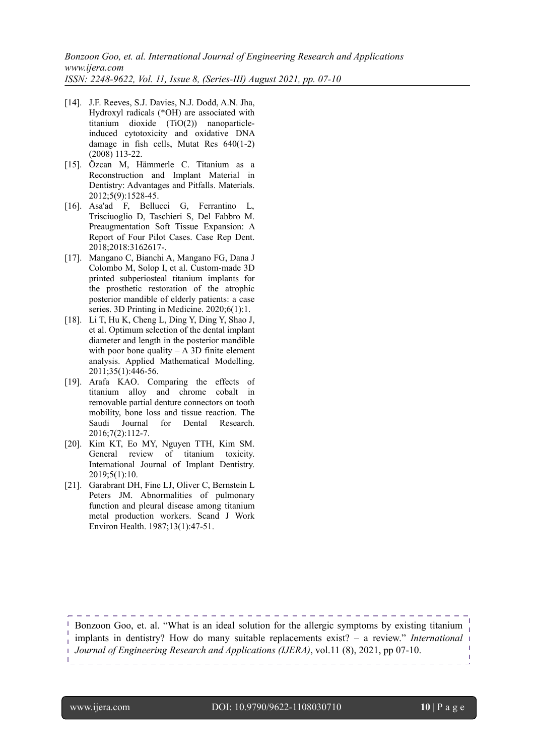[14]. J.F. Reeves, S.J. Davies, N.J. Dodd, A.N. Jha, Hydroxyl radicals (*OH) are associated with titanium dioxide (TiO(2)) nanoparticle-induced cytotoxicity and oxidative DNA damage in fish cells, Mutat Res 640(1-2) (2008) 113-22.

[15]. Özcan M, Hämmerle C. Titanium as a Reconstruction and Implant Material in Dentistry: Advantages and Pitfalls. Materials. 2012;5(9):1528-45.

[16]. Asa'ad F, Bellucci G, Ferrantino L, Trisciuoglio D, Taschieri S, Del Fabbro M. Preaugmentation Soft Tissue Expansion: A Report of Four Pilot Cases. Case Rep Dent. 2018;2018:3162617-.

[17]. Mangano C, Bianchi A, Mangano FG, Dana J Colombo M, Solop I, et al. Custom-made 3D printed subperiosteal titanium implants for the prosthetic restoration of the atrophic posterior mandible of elderly patients: a case series. 3D Printing in Medicine. 2020;6(1):1.

[18]. Li T, Hu K, Cheng L, Ding Y, Ding Y, Shao J, et al. Optimum selection of the dental implant diameter and length in the posterior mandible with poor bone quality – A 3D finite element analysis. Applied Mathematical Modelling. 2011;35(1):446-56.

[19]. Arafa KAO. Comparing the effects of titanium alloy and chrome cobalt in removable partial denture connectors on tooth mobility, bone loss and tissue reaction. The Saudi Journal for Dental Research. 2016;7(2):112-7.

[20]. Kim KT, Eo MY, Nguyen TTH, Kim SM. General review of titanium toxicity. International Journal of Implant Dentistry. 2019;5(1):10.

[21]. Garabrant DH, Fine LJ, Oliver C, Bernstein L Peters JM. Abnormalities of pulmonary function and pleural disease among titanium metal production workers. Scand J Work Environ Health. 1987;13(1):47-51.

Bonzoon Goo, et. al. "What is an ideal solution for the allergic symptoms by existing titanium implants in dentistry? How do many suitable replacements exist? – a review." *International Journal of Engineering Research and Applications (IJERA)*, vol.11 (8), 2021, pp 07-10.